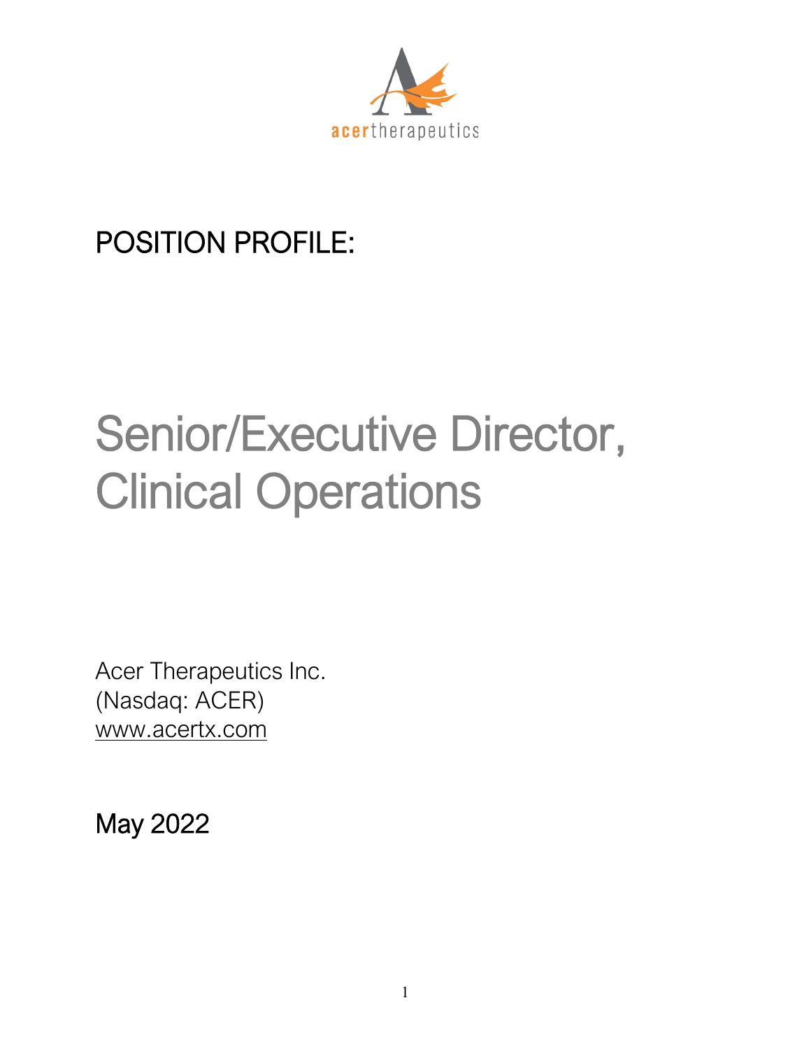acertherapeutics

## POSITION PROFILE:

# Senior/Executive Director, Clinical Operations

Acer Therapeutics Inc.
(Nasdaq: ACER)
www.acertx.com

## May 2022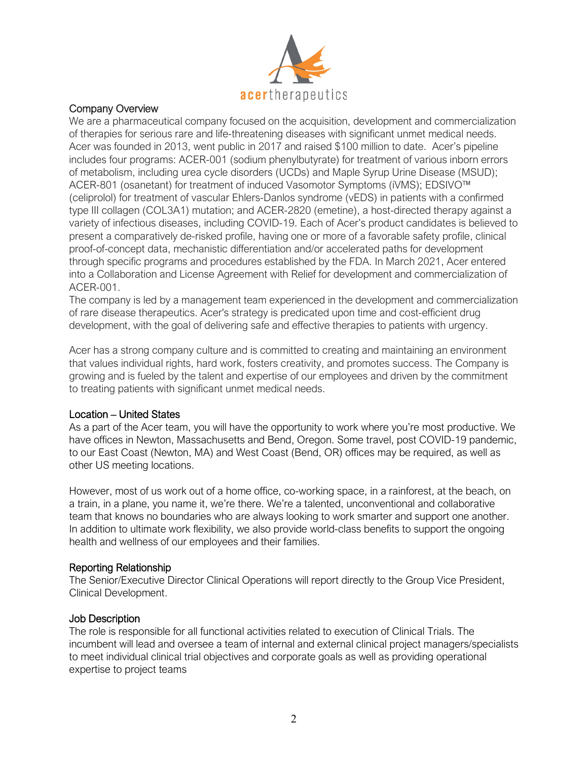acertherapeutics

## Company Overview

We are a pharmaceutical company focused on the acquisition, development and commercialization of therapies for serious rare and life-threatening diseases with significant unmet medical needs. Acer was founded in 2013, went public in 2017 and raised $100 million to date. Acer's pipeline includes four programs: ACER-001 (sodium phenylbutyrate) for treatment of various inborn errors of metabolism, including urea cycle disorders (UCDs) and Maple Syrup Urine Disease (MSUD); ACER-801 (osanetant) for treatment of induced Vasomotor Symptoms (iVMS); EDSIVO™ (celiprolol) for treatment of vascular Ehlers-Danlos syndrome (vEDS) in patients with a confirmed type III collagen (COL3A1) mutation; and ACER-2820 (emetine), a host-directed therapy against a variety of infectious diseases, including COVID-19. Each of Acer's product candidates is believed to present a comparatively de-risked profile, having one or more of a favorable safety profile, clinical proof-of-concept data, mechanistic differentiation and/or accelerated paths for development through specific programs and procedures established by the FDA. In March 2021, Acer entered into a Collaboration and License Agreement with Relief for development and commercialization of ACER-001.

The company is led by a management team experienced in the development and commercialization of rare disease therapeutics. Acer's strategy is predicated upon time and cost-efficient drug development, with the goal of delivering safe and effective therapies to patients with urgency.

Acer has a strong company culture and is committed to creating and maintaining an environment that values individual rights, hard work, fosters creativity, and promotes success. The Company is growing and is fueled by the talent and expertise of our employees and driven by the commitment to treating patients with significant unmet medical needs.

## Location – United States

As a part of the Acer team, you will have the opportunity to work where you're most productive. We have offices in Newton, Massachusetts and Bend, Oregon. Some travel, post COVID-19 pandemic, to our East Coast (Newton, MA) and West Coast (Bend, OR) offices may be required, as well as other US meeting locations.

However, most of us work out of a home office, co-working space, in a rainforest, at the beach, on a train, in a plane, you name it, we're there. We're a talented, unconventional and collaborative team that knows no boundaries who are always looking to work smarter and support one another. In addition to ultimate work flexibility, we also provide world-class benefits to support the ongoing health and wellness of our employees and their families.

## Reporting Relationship

The Senior/Executive Director Clinical Operations will report directly to the Group Vice President, Clinical Development.

## Job Description

The role is responsible for all functional activities related to execution of Clinical Trials. The incumbent will lead and oversee a team of internal and external clinical project managers/specialists to meet individual clinical trial objectives and corporate goals as well as providing operational expertise to project teams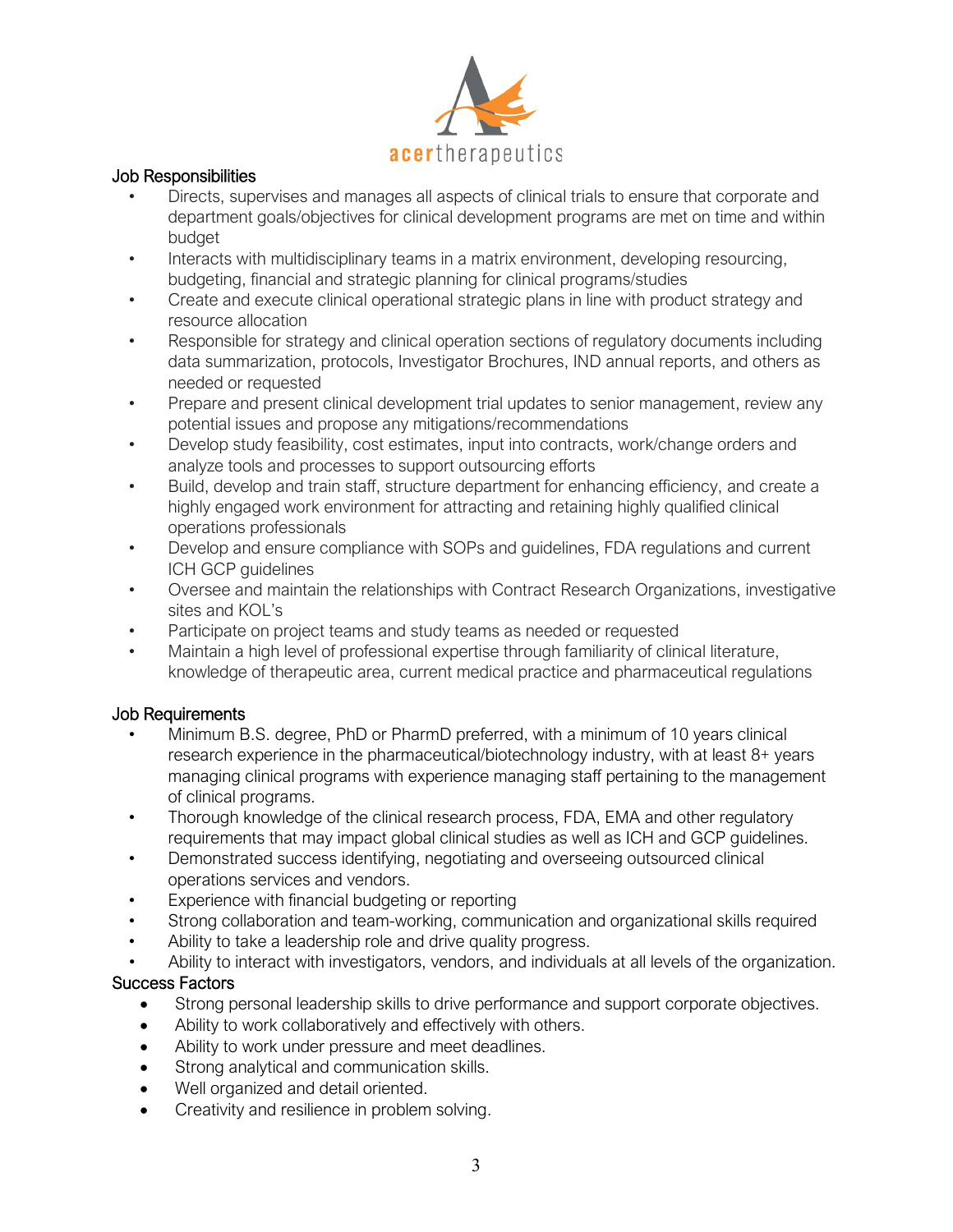acertherapeutics

## Job Responsibilities

- Directs, supervises and manages all aspects of clinical trials to ensure that corporate and department goals/objectives for clinical development programs are met on time and within budget
- Interacts with multidisciplinary teams in a matrix environment, developing resourcing, budgeting, financial and strategic planning for clinical programs/studies
- Create and execute clinical operational strategic plans in line with product strategy and resource allocation
- Responsible for strategy and clinical operation sections of regulatory documents including data summarization, protocols, Investigator Brochures, IND annual reports, and others as needed or requested
- Prepare and present clinical development trial updates to senior management, review any potential issues and propose any mitigations/recommendations
- Develop study feasibility, cost estimates, input into contracts, work/change orders and analyze tools and processes to support outsourcing efforts
- Build, develop and train staff, structure department for enhancing efficiency, and create a highly engaged work environment for attracting and retaining highly qualified clinical operations professionals
- Develop and ensure compliance with SOPs and guidelines, FDA regulations and current ICH GCP guidelines
- Oversee and maintain the relationships with Contract Research Organizations, investigative sites and KOL's
- Participate on project teams and study teams as needed or requested
- Maintain a high level of professional expertise through familiarity of clinical literature, knowledge of therapeutic area, current medical practice and pharmaceutical regulations

## Job Requirements

- Minimum B.S. degree, PhD or PharmD preferred, with a minimum of 10 years clinical research experience in the pharmaceutical/biotechnology industry, with at least 8+ years managing clinical programs with experience managing staff pertaining to the management of clinical programs.
- Thorough knowledge of the clinical research process, FDA, EMA and other regulatory requirements that may impact global clinical studies as well as ICH and GCP guidelines.
- Demonstrated success identifying, negotiating and overseeing outsourced clinical operations services and vendors.
- Experience with financial budgeting or reporting
- Strong collaboration and team-working, communication and organizational skills required
- Ability to take a leadership role and drive quality progress.
- Ability to interact with investigators, vendors, and individuals at all levels of the organization.

## Success Factors

- Strong personal leadership skills to drive performance and support corporate objectives.
- Ability to work collaboratively and effectively with others.
- Ability to work under pressure and meet deadlines.
- Strong analytical and communication skills.
- Well organized and detail oriented.
- Creativity and resilience in problem solving.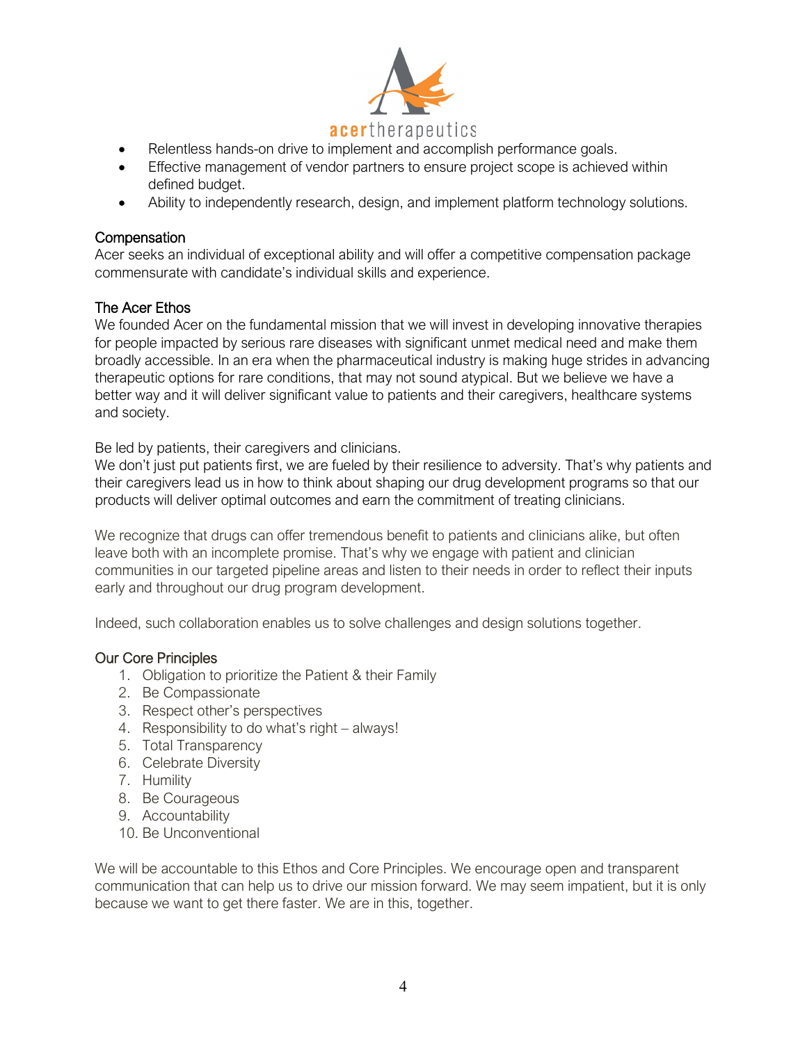- Relentless hands-on drive to implement and accomplish performance goals.
- Effective management of vendor partners to ensure project scope is achieved within defined budget.
- Ability to independently research, design, and implement platform technology solutions.

### Compensation

Acer seeks an individual of exceptional ability and will offer a competitive compensation package commensurate with candidate's individual skills and experience.

### The Acer Ethos

We founded Acer on the fundamental mission that we will invest in developing innovative therapies for people impacted by serious rare diseases with significant unmet medical need and make them broadly accessible. In an era when the pharmaceutical industry is making huge strides in advancing therapeutic options for rare conditions, that may not sound atypical. But we believe we have a better way and it will deliver significant value to patients and their caregivers, healthcare systems and society.

Be led by patients, their caregivers and clinicians.
We don't just put patients first, we are fueled by their resilience to adversity. That's why patients and their caregivers lead us in how to think about shaping our drug development programs so that our products will deliver optimal outcomes and earn the commitment of treating clinicians.

We recognize that drugs can offer tremendous benefit to patients and clinicians alike, but often leave both with an incomplete promise. That's why we engage with patient and clinician communities in our targeted pipeline areas and listen to their needs in order to reflect their inputs early and throughout our drug program development.

Indeed, such collaboration enables us to solve challenges and design solutions together.

### Our Core Principles

1. Obligation to prioritize the Patient & their Family
2. Be Compassionate
3. Respect other's perspectives
4. Responsibility to do what's right – always!
5. Total Transparency
6. Celebrate Diversity
7. Humility
8. Be Courageous
9. Accountability
10. Be Unconventional

We will be accountable to this Ethos and Core Principles. We encourage open and transparent communication that can help us to drive our mission forward. We may seem impatient, but it is only because we want to get there faster. We are in this, together.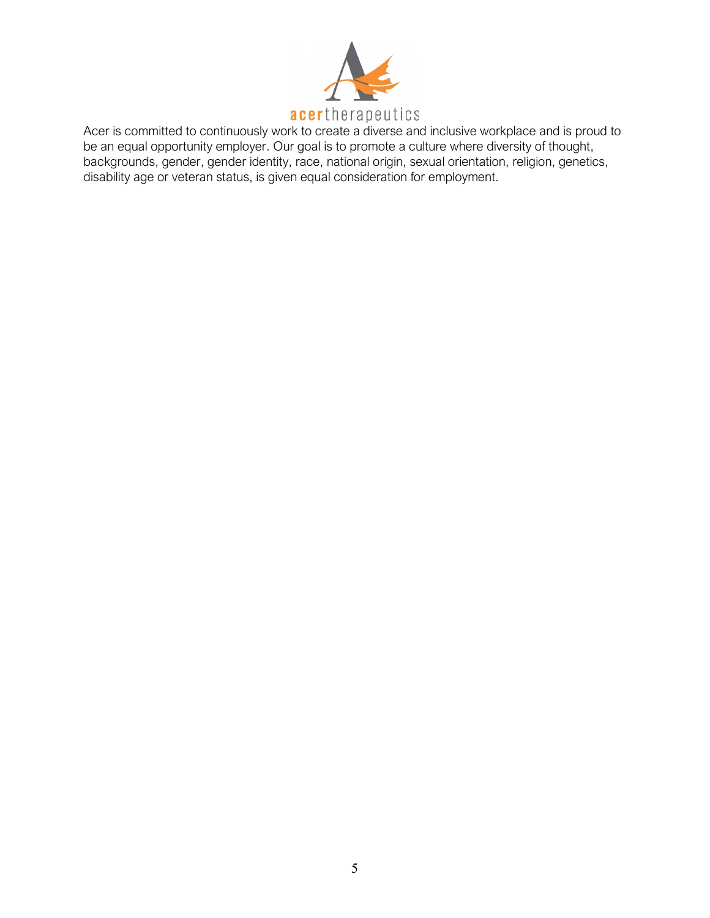acertherapeutics

Acer is committed to continuously work to create a diverse and inclusive workplace and is proud to be an equal opportunity employer. Our goal is to promote a culture where diversity of thought, backgrounds, gender, gender identity, race, national origin, sexual orientation, religion, genetics, disability age or veteran status, is given equal consideration for employment.